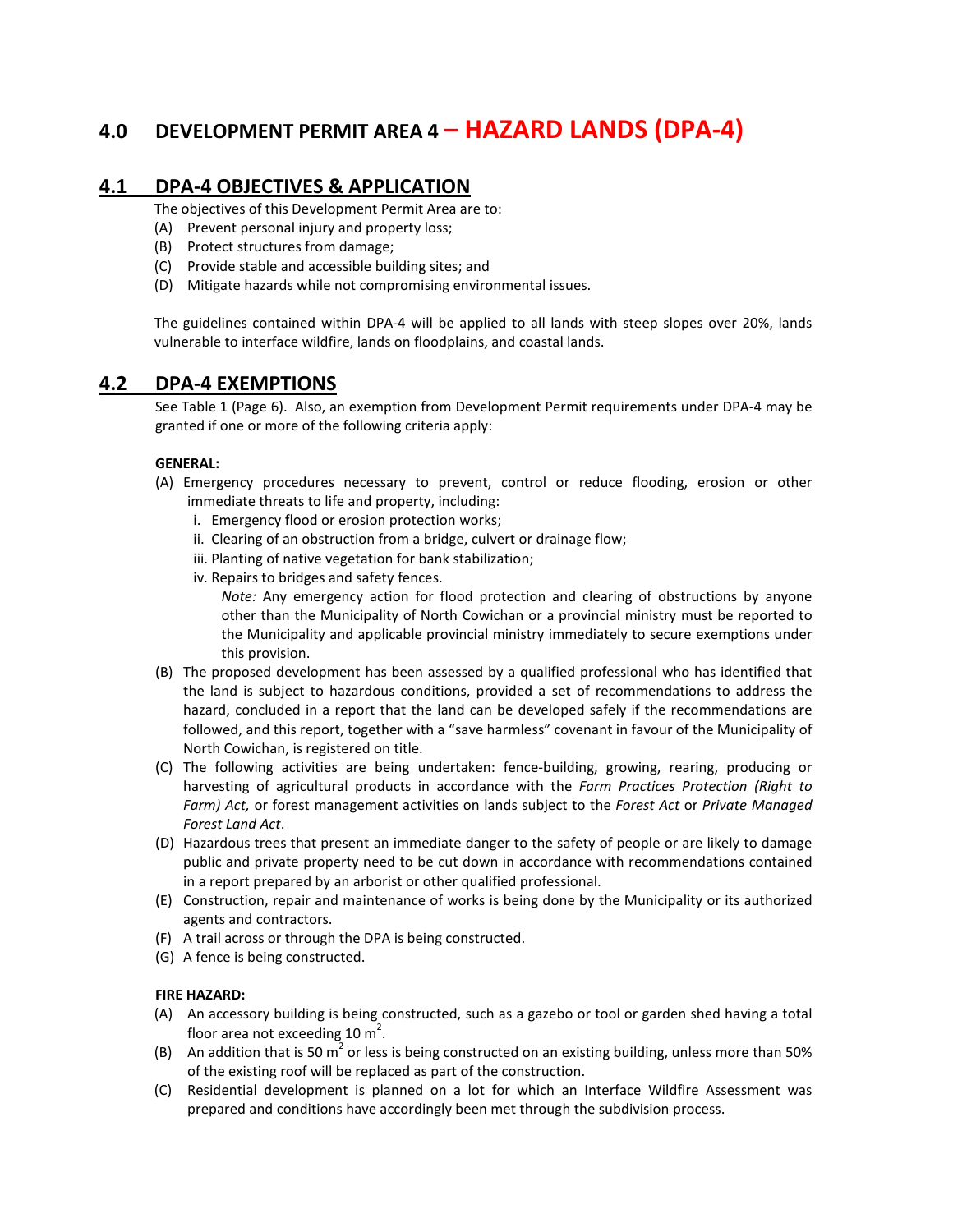# 4.0 DEVELOPMENT PERMIT AREA 4 – HAZARD LANDS (DPA-4)

## 4.1 DPA-4 OBJECTIVES & APPLICATION

The objectives of this Development Permit Area are to:

(A) Prevent personal injury and property loss;
(B) Protect structures from damage;
(C) Provide stable and accessible building sites; and
(D) Mitigate hazards while not compromising environmental issues.

The guidelines contained within DPA-4 will be applied to all lands with steep slopes over 20%, lands vulnerable to interface wildfire, lands on floodplains, and coastal lands.

## 4.2 DPA-4 EXEMPTIONS

See Table 1 (Page 6). Also, an exemption from Development Permit requirements under DPA-4 may be granted if one or more of the following criteria apply:

**GENERAL:**

(A) Emergency procedures necessary to prevent, control or reduce flooding, erosion or other immediate threats to life and property, including:
  i. Emergency flood or erosion protection works;
  ii. Clearing of an obstruction from a bridge, culvert or drainage flow;
  iii. Planting of native vegetation for bank stabilization;
  iv. Repairs to bridges and safety fences.

  *Note:* Any emergency action for flood protection and clearing of obstructions by anyone other than the Municipality of North Cowichan or a provincial ministry must be reported to the Municipality and applicable provincial ministry immediately to secure exemptions under this provision.

(B) The proposed development has been assessed by a qualified professional who has identified that the land is subject to hazardous conditions, provided a set of recommendations to address the hazard, concluded in a report that the land can be developed safely if the recommendations are followed, and this report, together with a "save harmless" covenant in favour of the Municipality of North Cowichan, is registered on title.

(C) The following activities are being undertaken: fence-building, growing, rearing, producing or harvesting of agricultural products in accordance with the *Farm Practices Protection (Right to Farm) Act,* or forest management activities on lands subject to the *Forest Act* or *Private Managed Forest Land Act*.

(D) Hazardous trees that present an immediate danger to the safety of people or are likely to damage public and private property need to be cut down in accordance with recommendations contained in a report prepared by an arborist or other qualified professional.

(E) Construction, repair and maintenance of works is being done by the Municipality or its authorized agents and contractors.

(F) A trail across or through the DPA is being constructed.

(G) A fence is being constructed.

**FIRE HAZARD:**

(A) An accessory building is being constructed, such as a gazebo or tool or garden shed having a total floor area not exceeding 10 $m^2$.

(B) An addition that is 50 $m^2$ or less is being constructed on an existing building, unless more than 50% of the existing roof will be replaced as part of the construction.

(C) Residential development is planned on a lot for which an Interface Wildfire Assessment was prepared and conditions have accordingly been met through the subdivision process.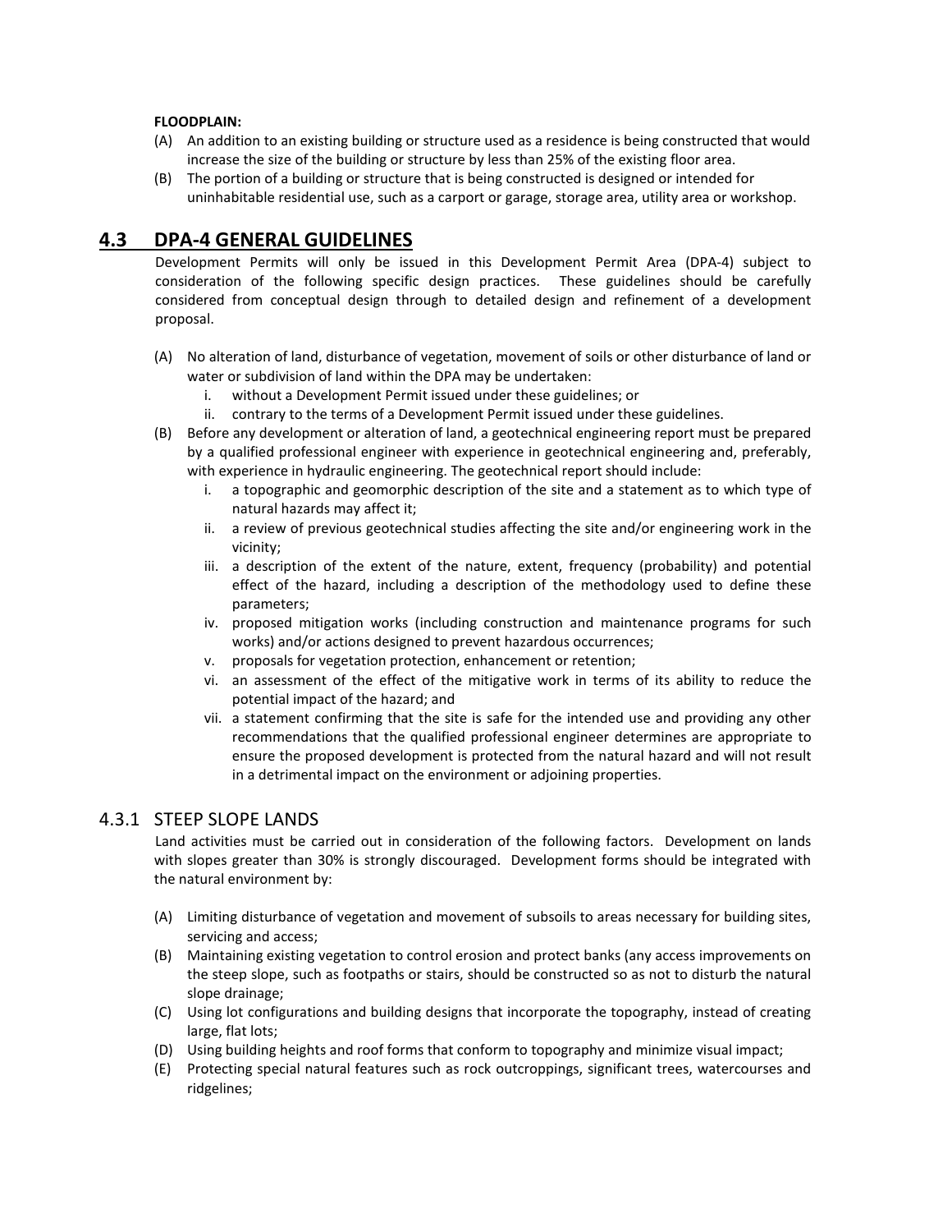**FLOODPLAIN:**

(A) An addition to an existing building or structure used as a residence is being constructed that would increase the size of the building or structure by less than 25% of the existing floor area.

(B) The portion of a building or structure that is being constructed is designed or intended for uninhabitable residential use, such as a carport or garage, storage area, utility area or workshop.

## 4.3 DPA-4 GENERAL GUIDELINES

Development Permits will only be issued in this Development Permit Area (DPA-4) subject to consideration of the following specific design practices. These guidelines should be carefully considered from conceptual design through to detailed design and refinement of a development proposal.

(A) No alteration of land, disturbance of vegetation, movement of soils or other disturbance of land or water or subdivision of land within the DPA may be undertaken:

   i. without a Development Permit issued under these guidelines; or
   ii. contrary to the terms of a Development Permit issued under these guidelines.

(B) Before any development or alteration of land, a geotechnical engineering report must be prepared by a qualified professional engineer with experience in geotechnical engineering and, preferably, with experience in hydraulic engineering. The geotechnical report should include:

   i. a topographic and geomorphic description of the site and a statement as to which type of natural hazards may affect it;
   ii. a review of previous geotechnical studies affecting the site and/or engineering work in the vicinity;
   iii. a description of the extent of the nature, extent, frequency (probability) and potential effect of the hazard, including a description of the methodology used to define these parameters;
   iv. proposed mitigation works (including construction and maintenance programs for such works) and/or actions designed to prevent hazardous occurrences;
   v. proposals for vegetation protection, enhancement or retention;
   vi. an assessment of the effect of the mitigative work in terms of its ability to reduce the potential impact of the hazard; and
   vii. a statement confirming that the site is safe for the intended use and providing any other recommendations that the qualified professional engineer determines are appropriate to ensure the proposed development is protected from the natural hazard and will not result in a detrimental impact on the environment or adjoining properties.

### 4.3.1 STEEP SLOPE LANDS

Land activities must be carried out in consideration of the following factors. Development on lands with slopes greater than 30% is strongly discouraged. Development forms should be integrated with the natural environment by:

(A) Limiting disturbance of vegetation and movement of subsoils to areas necessary for building sites, servicing and access;

(B) Maintaining existing vegetation to control erosion and protect banks (any access improvements on the steep slope, such as footpaths or stairs, should be constructed so as not to disturb the natural slope drainage;

(C) Using lot configurations and building designs that incorporate the topography, instead of creating large, flat lots;

(D) Using building heights and roof forms that conform to topography and minimize visual impact;

(E) Protecting special natural features such as rock outcroppings, significant trees, watercourses and ridgelines;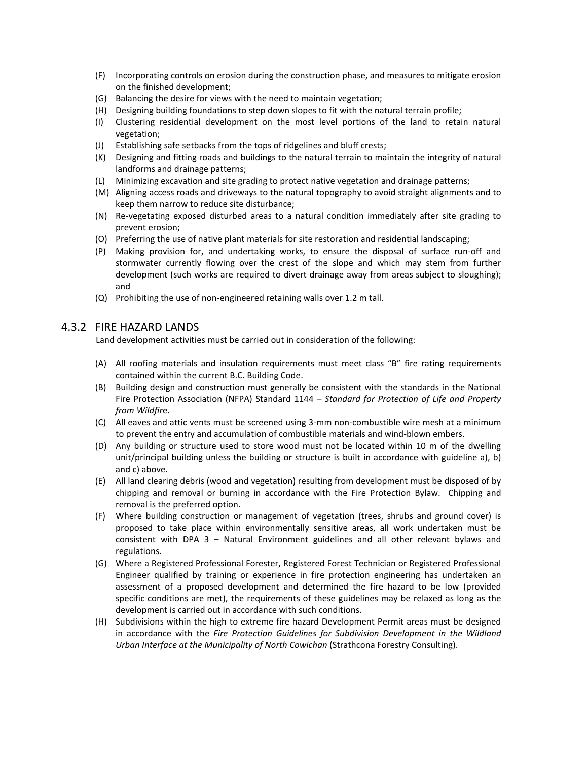(F) Incorporating controls on erosion during the construction phase, and measures to mitigate erosion on the finished development;

(G) Balancing the desire for views with the need to maintain vegetation;

(H) Designing building foundations to step down slopes to fit with the natural terrain profile;

(I) Clustering residential development on the most level portions of the land to retain natural vegetation;

(J) Establishing safe setbacks from the tops of ridgelines and bluff crests;

(K) Designing and fitting roads and buildings to the natural terrain to maintain the integrity of natural landforms and drainage patterns;

(L) Minimizing excavation and site grading to protect native vegetation and drainage patterns;

(M) Aligning access roads and driveways to the natural topography to avoid straight alignments and to keep them narrow to reduce site disturbance;

(N) Re-vegetating exposed disturbed areas to a natural condition immediately after site grading to prevent erosion;

(O) Preferring the use of native plant materials for site restoration and residential landscaping;

(P) Making provision for, and undertaking works, to ensure the disposal of surface run-off and stormwater currently flowing over the crest of the slope and which may stem from further development (such works are required to divert drainage away from areas subject to sloughing); and

(Q) Prohibiting the use of non-engineered retaining walls over 1.2 m tall.

## 4.3.2 FIRE HAZARD LANDS

Land development activities must be carried out in consideration of the following:

(A) All roofing materials and insulation requirements must meet class "B" fire rating requirements contained within the current B.C. Building Code.

(B) Building design and construction must generally be consistent with the standards in the National Fire Protection Association (NFPA) Standard 1144 – *Standard for Protection of Life and Property from Wildfire*.

(C) All eaves and attic vents must be screened using 3-mm non-combustible wire mesh at a minimum to prevent the entry and accumulation of combustible materials and wind-blown embers.

(D) Any building or structure used to store wood must not be located within 10 m of the dwelling unit/principal building unless the building or structure is built in accordance with guideline a), b) and c) above.

(E) All land clearing debris (wood and vegetation) resulting from development must be disposed of by chipping and removal or burning in accordance with the Fire Protection Bylaw. Chipping and removal is the preferred option.

(F) Where building construction or management of vegetation (trees, shrubs and ground cover) is proposed to take place within environmentally sensitive areas, all work undertaken must be consistent with DPA 3 – Natural Environment guidelines and all other relevant bylaws and regulations.

(G) Where a Registered Professional Forester, Registered Forest Technician or Registered Professional Engineer qualified by training or experience in fire protection engineering has undertaken an assessment of a proposed development and determined the fire hazard to be low (provided specific conditions are met), the requirements of these guidelines may be relaxed as long as the development is carried out in accordance with such conditions.

(H) Subdivisions within the high to extreme fire hazard Development Permit areas must be designed in accordance with the *Fire Protection Guidelines for Subdivision Development in the Wildland Urban Interface at the Municipality of North Cowichan* (Strathcona Forestry Consulting).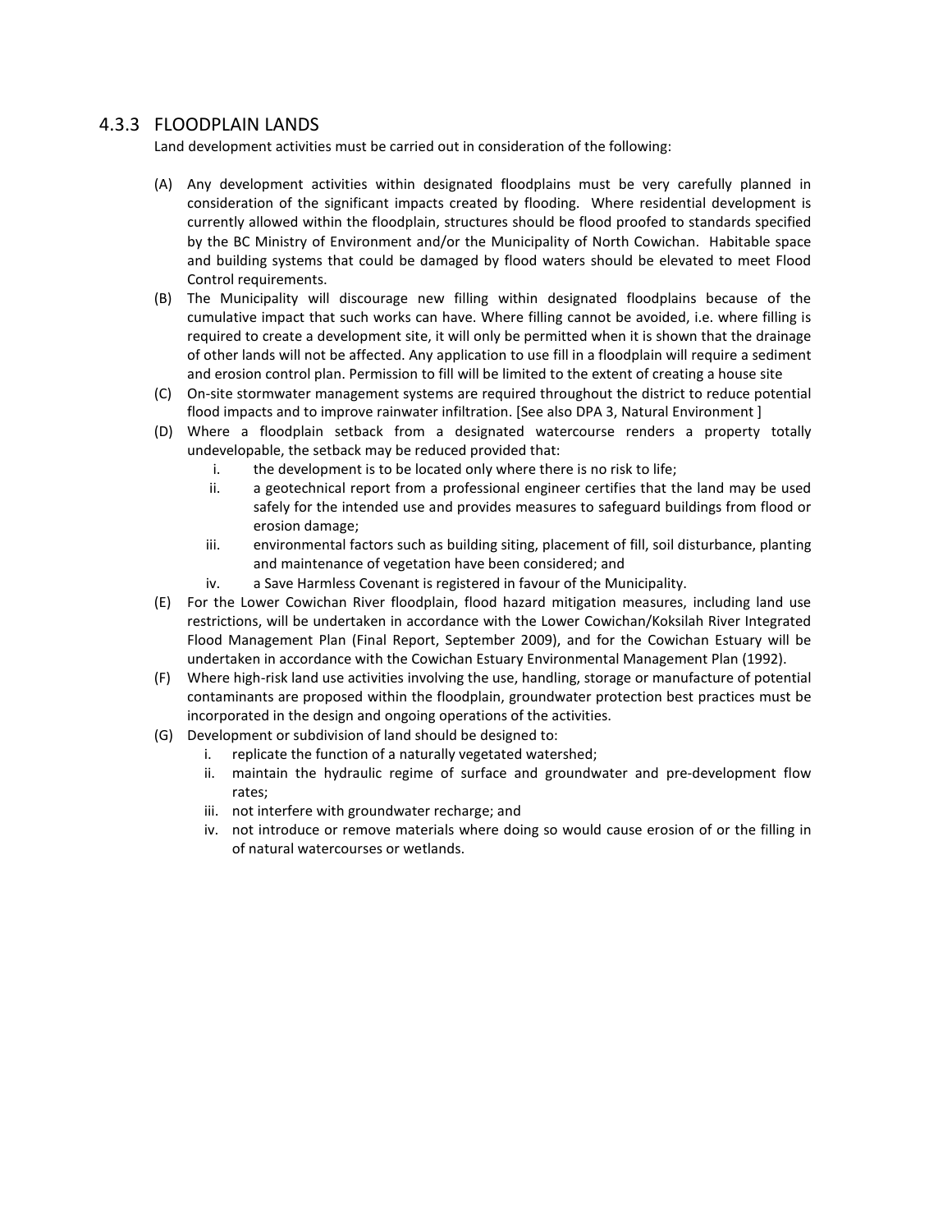### 4.3.3 FLOODPLAIN LANDS

Land development activities must be carried out in consideration of the following:

(A) Any development activities within designated floodplains must be very carefully planned in consideration of the significant impacts created by flooding. Where residential development is currently allowed within the floodplain, structures should be flood proofed to standards specified by the BC Ministry of Environment and/or the Municipality of North Cowichan. Habitable space and building systems that could be damaged by flood waters should be elevated to meet Flood Control requirements.

(B) The Municipality will discourage new filling within designated floodplains because of the cumulative impact that such works can have. Where filling cannot be avoided, i.e. where filling is required to create a development site, it will only be permitted when it is shown that the drainage of other lands will not be affected. Any application to use fill in a floodplain will require a sediment and erosion control plan. Permission to fill will be limited to the extent of creating a house site

(C) On-site stormwater management systems are required throughout the district to reduce potential flood impacts and to improve rainwater infiltration. [See also DPA 3, Natural Environment ]

(D) Where a floodplain setback from a designated watercourse renders a property totally undevelopable, the setback may be reduced provided that:

  i. the development is to be located only where there is no risk to life;
  ii. a geotechnical report from a professional engineer certifies that the land may be used safely for the intended use and provides measures to safeguard buildings from flood or erosion damage;
  iii. environmental factors such as building siting, placement of fill, soil disturbance, planting and maintenance of vegetation have been considered; and
  iv. a Save Harmless Covenant is registered in favour of the Municipality.

(E) For the Lower Cowichan River floodplain, flood hazard mitigation measures, including land use restrictions, will be undertaken in accordance with the Lower Cowichan/Koksilah River Integrated Flood Management Plan (Final Report, September 2009), and for the Cowichan Estuary will be undertaken in accordance with the Cowichan Estuary Environmental Management Plan (1992).

(F) Where high-risk land use activities involving the use, handling, storage or manufacture of potential contaminants are proposed within the floodplain, groundwater protection best practices must be incorporated in the design and ongoing operations of the activities.

(G) Development or subdivision of land should be designed to:

  i. replicate the function of a naturally vegetated watershed;
  ii. maintain the hydraulic regime of surface and groundwater and pre-development flow rates;
  iii. not interfere with groundwater recharge; and
  iv. not introduce or remove materials where doing so would cause erosion of or the filling in of natural watercourses or wetlands.